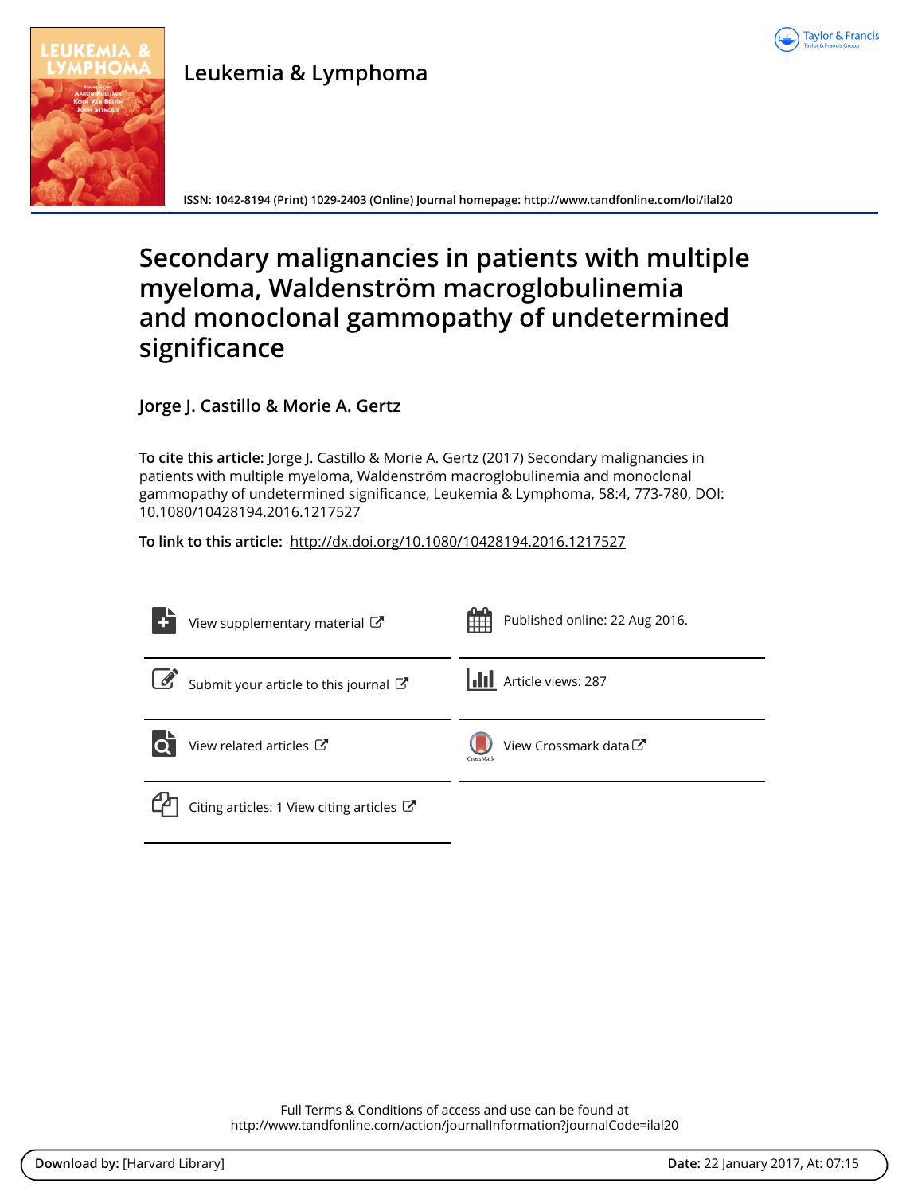Leukemia & Lymphoma

ISSN: 1042-8194 (Print) 1029-2403 (Online) Journal homepage: http://www.tandfonline.com/loi/ilal20

# Secondary malignancies in patients with multiple myeloma, Waldenström macroglobulinemia and monoclonal gammopathy of undetermined significance

**Jorge J. Castillo & Morie A. Gertz**

**To cite this article:** Jorge J. Castillo & Morie A. Gertz (2017) Secondary malignancies in patients with multiple myeloma, Waldenström macroglobulinemia and monoclonal gammopathy of undetermined significance, Leukemia & Lymphoma, 58:4, 773-780, DOI: 10.1080/10428194.2016.1217527

**To link to this article:** http://dx.doi.org/10.1080/10428194.2016.1217527

View supplementary material

Published online: 22 Aug 2016.

Submit your article to this journal

Article views: 287

View related articles

View Crossmark data

Citing articles: 1 View citing articles

Full Terms & Conditions of access and use can be found at
http://www.tandfonline.com/action/journalInformation?journalCode=ilal20

**Download by:** [Harvard Library] **Date:** 22 January 2017, At: 07:15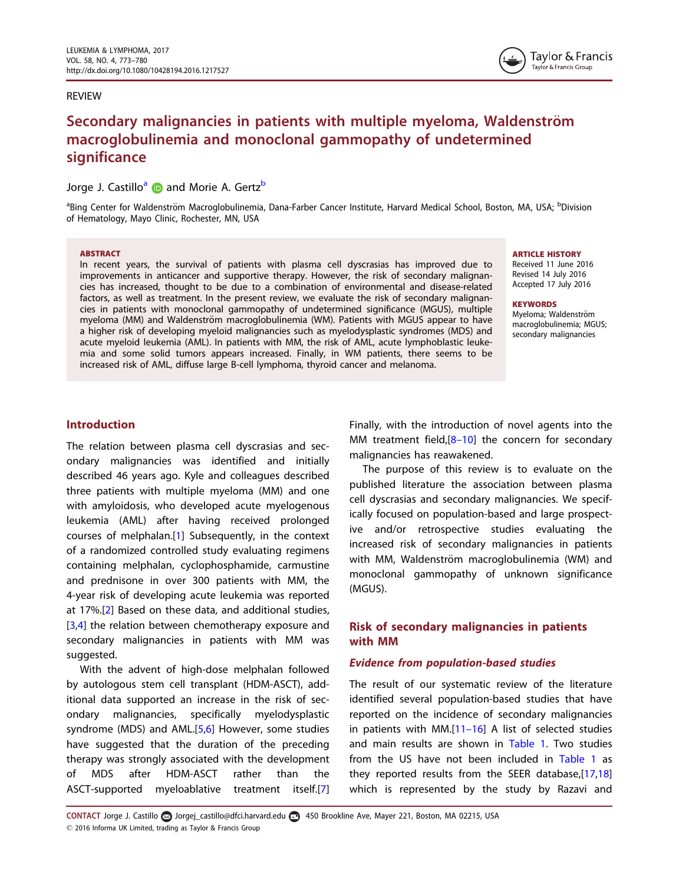REVIEW

# Secondary malignancies in patients with multiple myeloma, Waldenström macroglobulinemia and monoclonal gammopathy of undetermined significance

Jorge J. Castillo[a] and Morie A. Gertz[b]

[a]Bing Center for Waldenström Macroglobulinemia, Dana-Farber Cancer Institute, Harvard Medical School, Boston, MA, USA; [b]Division of Hematology, Mayo Clinic, Rochester, MN, USA

**ABSTRACT**

In recent years, the survival of patients with plasma cell dyscrasias has improved due to improvements in anticancer and supportive therapy. However, the risk of secondary malignancies has increased, thought to be due to a combination of environmental and disease-related factors, as well as treatment. In the present review, we evaluate the risk of secondary malignancies in patients with monoclonal gammopathy of undetermined significance (MGUS), multiple myeloma (MM) and Waldenström macroglobulinemia (WM). Patients with MGUS appear to have a higher risk of developing myeloid malignancies such as myelodysplastic syndromes (MDS) and acute myeloid leukemia (AML). In patients with MM, the risk of AML, acute lymphoblastic leukemia and some solid tumors appears increased. Finally, in WM patients, there seems to be increased risk of AML, diffuse large B-cell lymphoma, thyroid cancer and melanoma.

**ARTICLE HISTORY**

Received 11 June 2016
Revised 14 July 2016
Accepted 17 July 2016

**KEYWORDS**

Myeloma; Waldenström macroglobulinemia; MGUS; secondary malignancies

## Introduction

The relation between plasma cell dyscrasias and secondary malignancies was identified and initially described 46 years ago. Kyle and colleagues described three patients with multiple myeloma (MM) and one with amyloidosis, who developed acute myelogenous leukemia (AML) after having received prolonged courses of melphalan.[1] Subsequently, in the context of a randomized controlled study evaluating regimens containing melphalan, cyclophosphamide, carmustine and prednisone in over 300 patients with MM, the 4-year risk of developing acute leukemia was reported at 17%.[2] Based on these data, and additional studies,[3,4] the relation between chemotherapy exposure and secondary malignancies in patients with MM was suggested.

With the advent of high-dose melphalan followed by autologous stem cell transplant (HDM-ASCT), additional data supported an increase in the risk of secondary malignancies, specifically myelodysplastic syndrome (MDS) and AML.[5,6] However, some studies have suggested that the duration of the preceding therapy was strongly associated with the development of MDS after HDM-ASCT rather than the ASCT-supported myeloablative treatment itself.[7] Finally, with the introduction of novel agents into the MM treatment field,[8–10] the concern for secondary malignancies has reawakened.

The purpose of this review is to evaluate on the published literature the association between plasma cell dyscrasias and secondary malignancies. We specifically focused on population-based and large prospective and/or retrospective studies evaluating the increased risk of secondary malignancies in patients with MM, Waldenström macroglobulinemia (WM) and monoclonal gammopathy of unknown significance (MGUS).

## Risk of secondary malignancies in patients with MM

### *Evidence from population-based studies*

The result of our systematic review of the literature identified several population-based studies that have reported on the incidence of secondary malignancies in patients with MM.[11–16] A list of selected studies and main results are shown in Table 1. Two studies from the US have not been included in Table 1 as they reported results from the SEER database,[17,18] which is represented by the study by Razavi and

CONTACT Jorge J. Castillo Jorgej_castillo@dfci.harvard.edu 450 Brookline Ave, Mayer 221, Boston, MA 02215, USA
© 2016 Informa UK Limited, trading as Taylor & Francis Group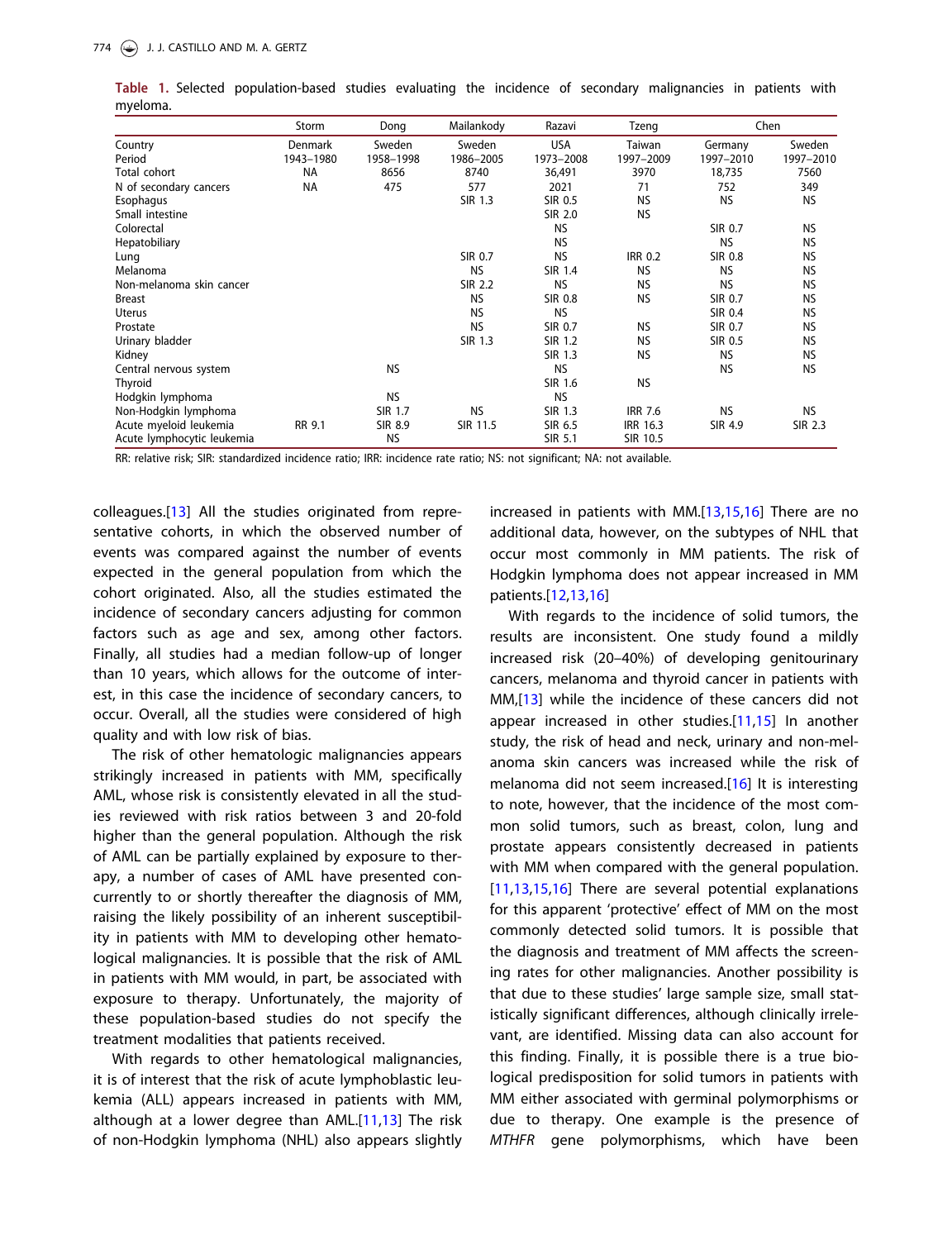**Table 1.** Selected population-based studies evaluating the incidence of secondary malignancies in patients with myeloma.

| | Storm | Dong | Mailankody | Razavi | Tzeng | Chen | |
|---|---|---|---|---|---|---|---|
| Country | Denmark | Sweden | Sweden | USA | Taiwan | Germany | Sweden |
| Period | 1943–1980 | 1958–1998 | 1986–2005 | 1973–2008 | 1997–2009 | 1997–2010 | 1997–2010 |
| Total cohort | NA | 8656 | 8740 | 36,491 | 3970 | 18,735 | 7560 |
| N of secondary cancers | NA | 475 | 577 | 2021 | 71 | 752 | 349 |
| Esophagus | | | SIR 1.3 | SIR 0.5 | NS | NS | NS |
| Small intestine | | | | SIR 2.0 | NS | | |
| Colorectal | | | | NS | | SIR 0.7 | NS |
| Hepatobiliary | | | | NS | | NS | NS |
| Lung | | | SIR 0.7 | NS | IRR 0.2 | SIR 0.8 | NS |
| Melanoma | | | NS | SIR 1.4 | NS | NS | NS |
| Non-melanoma skin cancer | | | SIR 2.2 | NS | NS | NS | NS |
| Breast | | | NS | SIR 0.8 | NS | SIR 0.7 | NS |
| Uterus | | | NS | NS | | SIR 0.4 | NS |
| Prostate | | | NS | SIR 0.7 | NS | SIR 0.7 | NS |
| Urinary bladder | | | SIR 1.3 | SIR 1.2 | NS | SIR 0.5 | NS |
| Kidney | | | | SIR 1.3 | NS | NS | NS |
| Central nervous system | | NS | | NS | | NS | NS |
| Thyroid | | | | SIR 1.6 | NS | | |
| Hodgkin lymphoma | | NS | | NS | | | |
| Non-Hodgkin lymphoma | | SIR 1.7 | NS | SIR 1.3 | IRR 7.6 | NS | NS |
| Acute myeloid leukemia | RR 9.1 | SIR 8.9 | SIR 11.5 | SIR 6.5 | IRR 16.3 | SIR 4.9 | SIR 2.3 |
| Acute lymphocytic leukemia | | NS | | SIR 5.1 | SIR 10.5 | | |

RR: relative risk; SIR: standardized incidence ratio; IRR: incidence rate ratio; NS: not significant; NA: not available.

colleagues.[13] All the studies originated from representative cohorts, in which the observed number of events was compared against the number of events expected in the general population from which the cohort originated. Also, all the studies estimated the incidence of secondary cancers adjusting for common factors such as age and sex, among other factors. Finally, all studies had a median follow-up of longer than 10 years, which allows for the outcome of interest, in this case the incidence of secondary cancers, to occur. Overall, all the studies were considered of high quality and with low risk of bias.

The risk of other hematologic malignancies appears strikingly increased in patients with MM, specifically AML, whose risk is consistently elevated in all the studies reviewed with risk ratios between 3 and 20-fold higher than the general population. Although the risk of AML can be partially explained by exposure to therapy, a number of cases of AML have presented concurrently to or shortly thereafter the diagnosis of MM, raising the likely possibility of an inherent susceptibility in patients with MM to developing other hematological malignancies. It is possible that the risk of AML in patients with MM would, in part, be associated with exposure to therapy. Unfortunately, the majority of these population-based studies do not specify the treatment modalities that patients received.

With regards to other hematological malignancies, it is of interest that the risk of acute lymphoblastic leukemia (ALL) appears increased in patients with MM, although at a lower degree than AML.[11,13] The risk of non-Hodgkin lymphoma (NHL) also appears slightly increased in patients with MM.[13,15,16] There are no additional data, however, on the subtypes of NHL that occur most commonly in MM patients. The risk of Hodgkin lymphoma does not appear increased in MM patients.[12,13,16]

With regards to the incidence of solid tumors, the results are inconsistent. One study found a mildly increased risk (20–40%) of developing genitourinary cancers, melanoma and thyroid cancer in patients with MM,[13] while the incidence of these cancers did not appear increased in other studies.[11,15] In another study, the risk of head and neck, urinary and non-melanoma skin cancers was increased while the risk of melanoma did not seem increased.[16] It is interesting to note, however, that the incidence of the most common solid tumors, such as breast, colon, lung and prostate appears consistently decreased in patients with MM when compared with the general population.[11,13,15,16] There are several potential explanations for this apparent 'protective' effect of MM on the most commonly detected solid tumors. It is possible that the diagnosis and treatment of MM affects the screening rates for other malignancies. Another possibility is that due to these studies' large sample size, small statistically significant differences, although clinically irrelevant, are identified. Missing data can also account for this finding. Finally, it is possible there is a true biological predisposition for solid tumors in patients with MM either associated with germinal polymorphisms or due to therapy. One example is the presence of *MTHFR* gene polymorphisms, which have been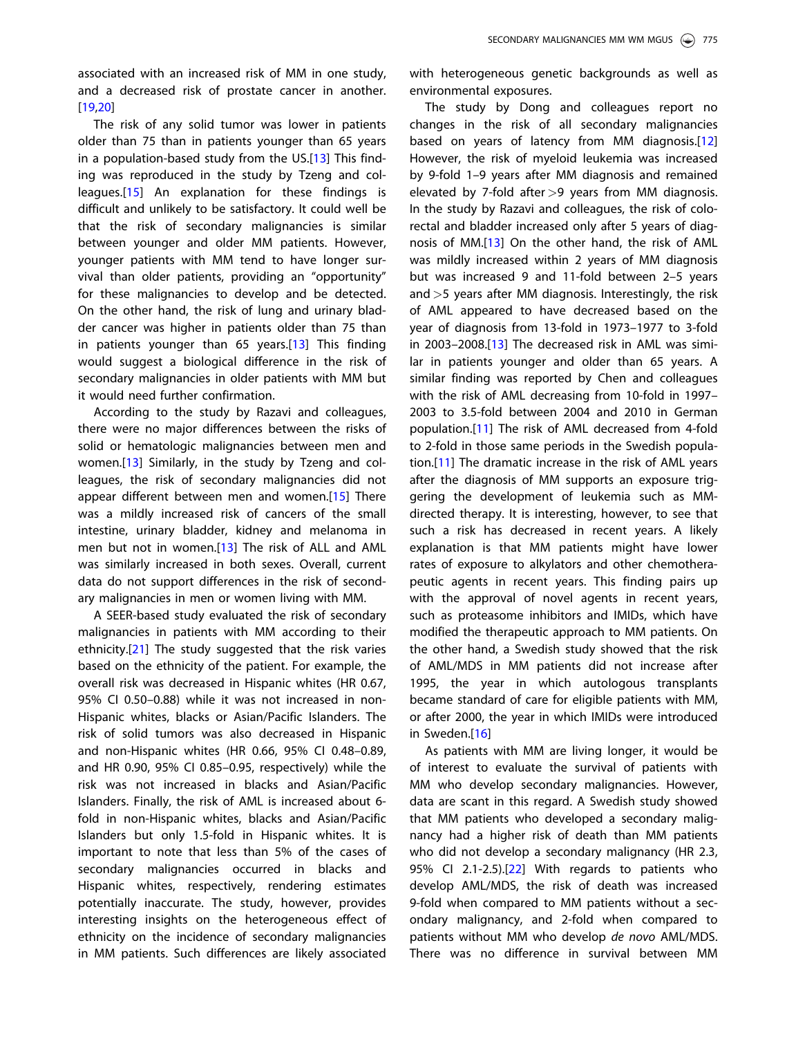associated with an increased risk of MM in one study, and a decreased risk of prostate cancer in another.[19,20]

The risk of any solid tumor was lower in patients older than 75 than in patients younger than 65 years in a population-based study from the US.[13] This finding was reproduced in the study by Tzeng and colleagues.[15] An explanation for these findings is difficult and unlikely to be satisfactory. It could well be that the risk of secondary malignancies is similar between younger and older MM patients. However, younger patients with MM tend to have longer survival than older patients, providing an "opportunity" for these malignancies to develop and be detected. On the other hand, the risk of lung and urinary bladder cancer was higher in patients older than 75 than in patients younger than 65 years.[13] This finding would suggest a biological difference in the risk of secondary malignancies in older patients with MM but it would need further confirmation.

According to the study by Razavi and colleagues, there were no major differences between the risks of solid or hematologic malignancies between men and women.[13] Similarly, in the study by Tzeng and colleagues, the risk of secondary malignancies did not appear different between men and women.[15] There was a mildly increased risk of cancers of the small intestine, urinary bladder, kidney and melanoma in men but not in women.[13] The risk of ALL and AML was similarly increased in both sexes. Overall, current data do not support differences in the risk of secondary malignancies in men or women living with MM.

A SEER-based study evaluated the risk of secondary malignancies in patients with MM according to their ethnicity.[21] The study suggested that the risk varies based on the ethnicity of the patient. For example, the overall risk was decreased in Hispanic whites (HR 0.67, 95% CI 0.50–0.88) while it was not increased in non-Hispanic whites, blacks or Asian/Pacific Islanders. The risk of solid tumors was also decreased in Hispanic and non-Hispanic whites (HR 0.66, 95% CI 0.48–0.89, and HR 0.90, 95% CI 0.85–0.95, respectively) while the risk was not increased in blacks and Asian/Pacific Islanders. Finally, the risk of AML is increased about 6-fold in non-Hispanic whites, blacks and Asian/Pacific Islanders but only 1.5-fold in Hispanic whites. It is important to note that less than 5% of the cases of secondary malignancies occurred in blacks and Hispanic whites, respectively, rendering estimates potentially inaccurate. The study, however, provides interesting insights on the heterogeneous effect of ethnicity on the incidence of secondary malignancies in MM patients. Such differences are likely associated with heterogeneous genetic backgrounds as well as environmental exposures.

The study by Dong and colleagues report no changes in the risk of all secondary malignancies based on years of latency from MM diagnosis.[12] However, the risk of myeloid leukemia was increased by 9-fold 1–9 years after MM diagnosis and remained elevated by 7-fold after >9 years from MM diagnosis. In the study by Razavi and colleagues, the risk of colorectal and bladder increased only after 5 years of diagnosis of MM.[13] On the other hand, the risk of AML was mildly increased within 2 years of MM diagnosis but was increased 9 and 11-fold between 2–5 years and >5 years after MM diagnosis. Interestingly, the risk of AML appeared to have decreased based on the year of diagnosis from 13-fold in 1973–1977 to 3-fold in 2003–2008.[13] The decreased risk in AML was similar in patients younger and older than 65 years. A similar finding was reported by Chen and colleagues with the risk of AML decreasing from 10-fold in 1997–2003 to 3.5-fold between 2004 and 2010 in German population.[11] The risk of AML decreased from 4-fold to 2-fold in those same periods in the Swedish population.[11] The dramatic increase in the risk of AML years after the diagnosis of MM supports an exposure triggering the development of leukemia such as MM-directed therapy. It is interesting, however, to see that such a risk has decreased in recent years. A likely explanation is that MM patients might have lower rates of exposure to alkylators and other chemotherapeutic agents in recent years. This finding pairs up with the approval of novel agents in recent years, such as proteasome inhibitors and IMIDs, which have modified the therapeutic approach to MM patients. On the other hand, a Swedish study showed that the risk of AML/MDS in MM patients did not increase after 1995, the year in which autologous transplants became standard of care for eligible patients with MM, or after 2000, the year in which IMIDs were introduced in Sweden.[16]

As patients with MM are living longer, it would be of interest to evaluate the survival of patients with MM who develop secondary malignancies. However, data are scant in this regard. A Swedish study showed that MM patients who developed a secondary malignancy had a higher risk of death than MM patients who did not develop a secondary malignancy (HR 2.3, 95% CI 2.1-2.5).[22] With regards to patients who develop AML/MDS, the risk of death was increased 9-fold when compared to MM patients without a secondary malignancy, and 2-fold when compared to patients without MM who develop *de novo* AML/MDS. There was no difference in survival between MM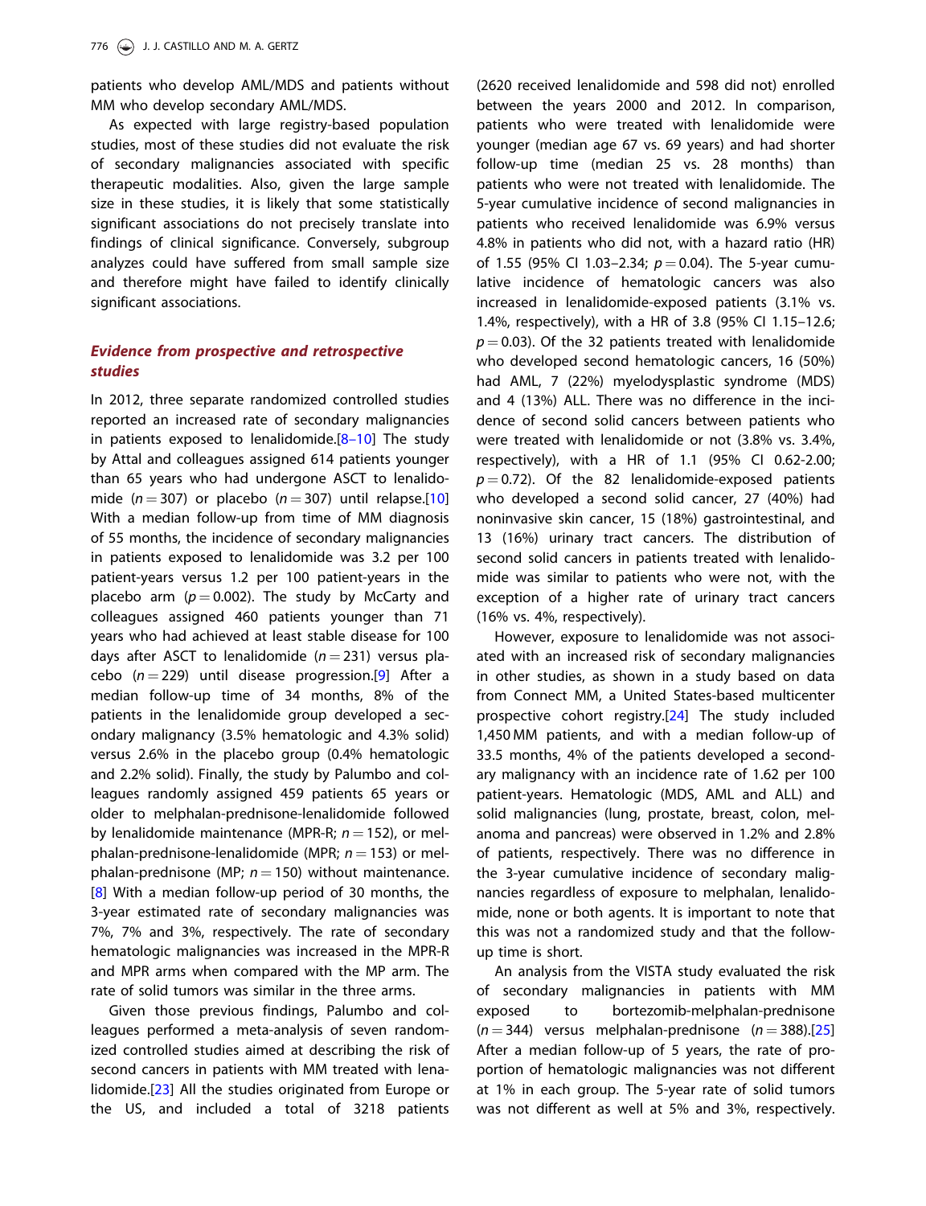patients who develop AML/MDS and patients without MM who develop secondary AML/MDS.

As expected with large registry-based population studies, most of these studies did not evaluate the risk of secondary malignancies associated with specific therapeutic modalities. Also, given the large sample size in these studies, it is likely that some statistically significant associations do not precisely translate into findings of clinical significance. Conversely, subgroup analyzes could have suffered from small sample size and therefore might have failed to identify clinically significant associations.

## *Evidence from prospective and retrospective studies*

In 2012, three separate randomized controlled studies reported an increased rate of secondary malignancies in patients exposed to lenalidomide.[8–10] The study by Attal and colleagues assigned 614 patients younger than 65 years who had undergone ASCT to lenalidomide ($n = 307$) or placebo ($n = 307$) until relapse.[10] With a median follow-up from time of MM diagnosis of 55 months, the incidence of secondary malignancies in patients exposed to lenalidomide was 3.2 per 100 patient-years versus 1.2 per 100 patient-years in the placebo arm ($p = 0.002$). The study by McCarty and colleagues assigned 460 patients younger than 71 years who had achieved at least stable disease for 100 days after ASCT to lenalidomide ($n = 231$) versus placebo ($n = 229$) until disease progression.[9] After a median follow-up time of 34 months, 8% of the patients in the lenalidomide group developed a secondary malignancy (3.5% hematologic and 4.3% solid) versus 2.6% in the placebo group (0.4% hematologic and 2.2% solid). Finally, the study by Palumbo and colleagues randomly assigned 459 patients 65 years or older to melphalan-prednisone-lenalidomide followed by lenalidomide maintenance (MPR-R; $n = 152$), or melphalan-prednisone-lenalidomide (MPR; $n = 153$) or melphalan-prednisone (MP; $n = 150$) without maintenance.[8] With a median follow-up period of 30 months, the 3-year estimated rate of secondary malignancies was 7%, 7% and 3%, respectively. The rate of secondary hematologic malignancies was increased in the MPR-R and MPR arms when compared with the MP arm. The rate of solid tumors was similar in the three arms.

Given those previous findings, Palumbo and colleagues performed a meta-analysis of seven randomized controlled studies aimed at describing the risk of second cancers in patients with MM treated with lenalidomide.[23] All the studies originated from Europe or the US, and included a total of 3218 patients (2620 received lenalidomide and 598 did not) enrolled between the years 2000 and 2012. In comparison, patients who were treated with lenalidomide were younger (median age 67 vs. 69 years) and had shorter follow-up time (median 25 vs. 28 months) than patients who were not treated with lenalidomide. The 5-year cumulative incidence of second malignancies in patients who received lenalidomide was 6.9% versus 4.8% in patients who did not, with a hazard ratio (HR) of 1.55 (95% CI 1.03–2.34; $p = 0.04$). The 5-year cumulative incidence of hematologic cancers was also increased in lenalidomide-exposed patients (3.1% vs. 1.4%, respectively), with a HR of 3.8 (95% CI 1.15–12.6; $p = 0.03$). Of the 32 patients treated with lenalidomide who developed second hematologic cancers, 16 (50%) had AML, 7 (22%) myelodysplastic syndrome (MDS) and 4 (13%) ALL. There was no difference in the incidence of second solid cancers between patients who were treated with lenalidomide or not (3.8% vs. 3.4%, respectively), with a HR of 1.1 (95% CI 0.62-2.00; $p = 0.72$). Of the 82 lenalidomide-exposed patients who developed a second solid cancer, 27 (40%) had noninvasive skin cancer, 15 (18%) gastrointestinal, and 13 (16%) urinary tract cancers. The distribution of second solid cancers in patients treated with lenalidomide was similar to patients who were not, with the exception of a higher rate of urinary tract cancers (16% vs. 4%, respectively).

However, exposure to lenalidomide was not associated with an increased risk of secondary malignancies in other studies, as shown in a study based on data from Connect MM, a United States-based multicenter prospective cohort registry.[24] The study included 1,450 MM patients, and with a median follow-up of 33.5 months, 4% of the patients developed a secondary malignancy with an incidence rate of 1.62 per 100 patient-years. Hematologic (MDS, AML and ALL) and solid malignancies (lung, prostate, breast, colon, melanoma and pancreas) were observed in 1.2% and 2.8% of patients, respectively. There was no difference in the 3-year cumulative incidence of secondary malignancies regardless of exposure to melphalan, lenalidomide, none or both agents. It is important to note that this was not a randomized study and that the follow-up time is short.

An analysis from the VISTA study evaluated the risk of secondary malignancies in patients with MM exposed to bortezomib-melphalan-prednisone ($n = 344$) versus melphalan-prednisone ($n = 388$).[25] After a median follow-up of 5 years, the rate of proportion of hematologic malignancies was not different at 1% in each group. The 5-year rate of solid tumors was not different as well at 5% and 3%, respectively.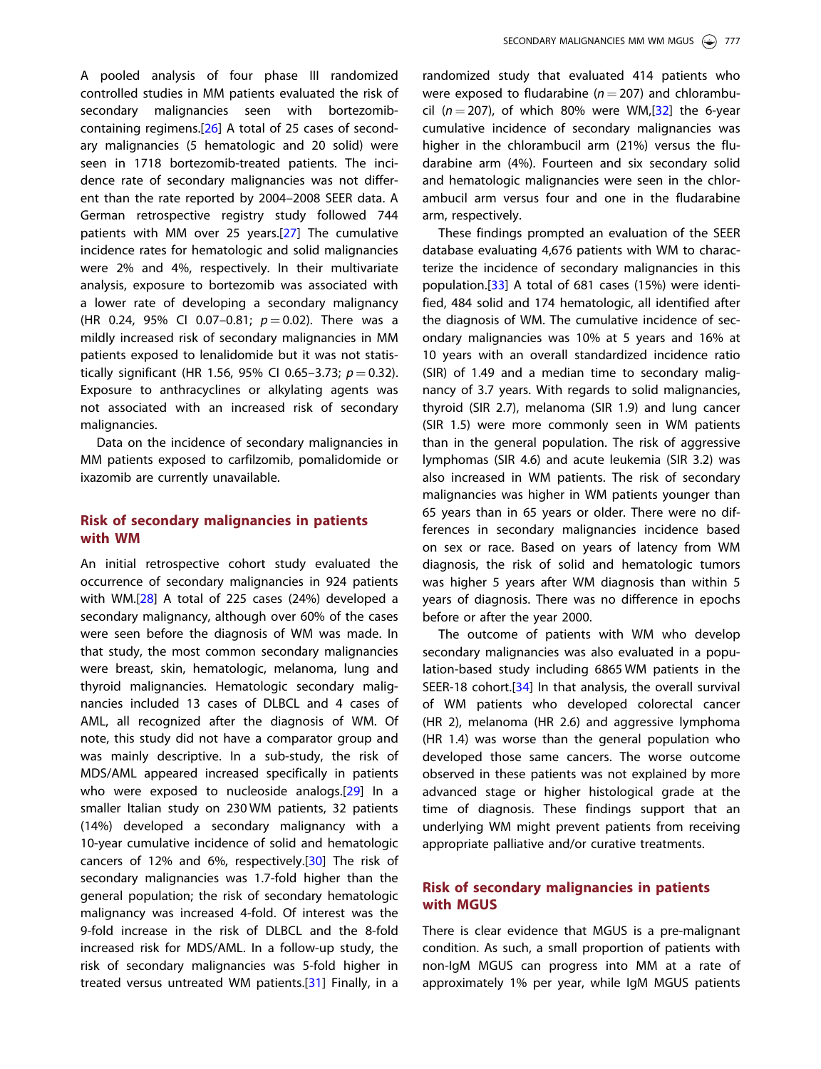A pooled analysis of four phase III randomized controlled studies in MM patients evaluated the risk of secondary malignancies seen with bortezomib-containing regimens.[26] A total of 25 cases of secondary malignancies (5 hematologic and 20 solid) were seen in 1718 bortezomib-treated patients. The incidence rate of secondary malignancies was not different than the rate reported by 2004–2008 SEER data. A German retrospective registry study followed 744 patients with MM over 25 years.[27] The cumulative incidence rates for hematologic and solid malignancies were 2% and 4%, respectively. In their multivariate analysis, exposure to bortezomib was associated with a lower rate of developing a secondary malignancy (HR 0.24, 95% CI 0.07–0.81; $p = 0.02$). There was a mildly increased risk of secondary malignancies in MM patients exposed to lenalidomide but it was not statistically significant (HR 1.56, 95% CI 0.65–3.73; $p = 0.32$). Exposure to anthracyclines or alkylating agents was not associated with an increased risk of secondary malignancies.

Data on the incidence of secondary malignancies in MM patients exposed to carfilzomib, pomalidomide or ixazomib are currently unavailable.

## Risk of secondary malignancies in patients with WM

An initial retrospective cohort study evaluated the occurrence of secondary malignancies in 924 patients with WM.[28] A total of 225 cases (24%) developed a secondary malignancy, although over 60% of the cases were seen before the diagnosis of WM was made. In that study, the most common secondary malignancies were breast, skin, hematologic, melanoma, lung and thyroid malignancies. Hematologic secondary malignancies included 13 cases of DLBCL and 4 cases of AML, all recognized after the diagnosis of WM. Of note, this study did not have a comparator group and was mainly descriptive. In a sub-study, the risk of MDS/AML appeared increased specifically in patients who were exposed to nucleoside analogs.[29] In a smaller Italian study on 230 WM patients, 32 patients (14%) developed a secondary malignancy with a 10-year cumulative incidence of solid and hematologic cancers of 12% and 6%, respectively.[30] The risk of secondary malignancies was 1.7-fold higher than the general population; the risk of secondary hematologic malignancy was increased 4-fold. Of interest was the 9-fold increase in the risk of DLBCL and the 8-fold increased risk for MDS/AML. In a follow-up study, the risk of secondary malignancies was 5-fold higher in treated versus untreated WM patients.[31] Finally, in a randomized study that evaluated 414 patients who were exposed to fludarabine ($n = 207$) and chlorambucil ($n = 207$), of which 80% were WM,[32] the 6-year cumulative incidence of secondary malignancies was higher in the chlorambucil arm (21%) versus the fludarabine arm (4%). Fourteen and six secondary solid and hematologic malignancies were seen in the chlorambucil arm versus four and one in the fludarabine arm, respectively.

These findings prompted an evaluation of the SEER database evaluating 4,676 patients with WM to characterize the incidence of secondary malignancies in this population.[33] A total of 681 cases (15%) were identified, 484 solid and 174 hematologic, all identified after the diagnosis of WM. The cumulative incidence of secondary malignancies was 10% at 5 years and 16% at 10 years with an overall standardized incidence ratio (SIR) of 1.49 and a median time to secondary malignancy of 3.7 years. With regards to solid malignancies, thyroid (SIR 2.7), melanoma (SIR 1.9) and lung cancer (SIR 1.5) were more commonly seen in WM patients than in the general population. The risk of aggressive lymphomas (SIR 4.6) and acute leukemia (SIR 3.2) was also increased in WM patients. The risk of secondary malignancies was higher in WM patients younger than 65 years than in 65 years or older. There were no differences in secondary malignancies incidence based on sex or race. Based on years of latency from WM diagnosis, the risk of solid and hematologic tumors was higher 5 years after WM diagnosis than within 5 years of diagnosis. There was no difference in epochs before or after the year 2000.

The outcome of patients with WM who develop secondary malignancies was also evaluated in a population-based study including 6865 WM patients in the SEER-18 cohort.[34] In that analysis, the overall survival of WM patients who developed colorectal cancer (HR 2), melanoma (HR 2.6) and aggressive lymphoma (HR 1.4) was worse than the general population who developed those same cancers. The worse outcome observed in these patients was not explained by more advanced stage or higher histological grade at the time of diagnosis. These findings support that an underlying WM might prevent patients from receiving appropriate palliative and/or curative treatments.

## Risk of secondary malignancies in patients with MGUS

There is clear evidence that MGUS is a pre-malignant condition. As such, a small proportion of patients with non-IgM MGUS can progress into MM at a rate of approximately 1% per year, while IgM MGUS patients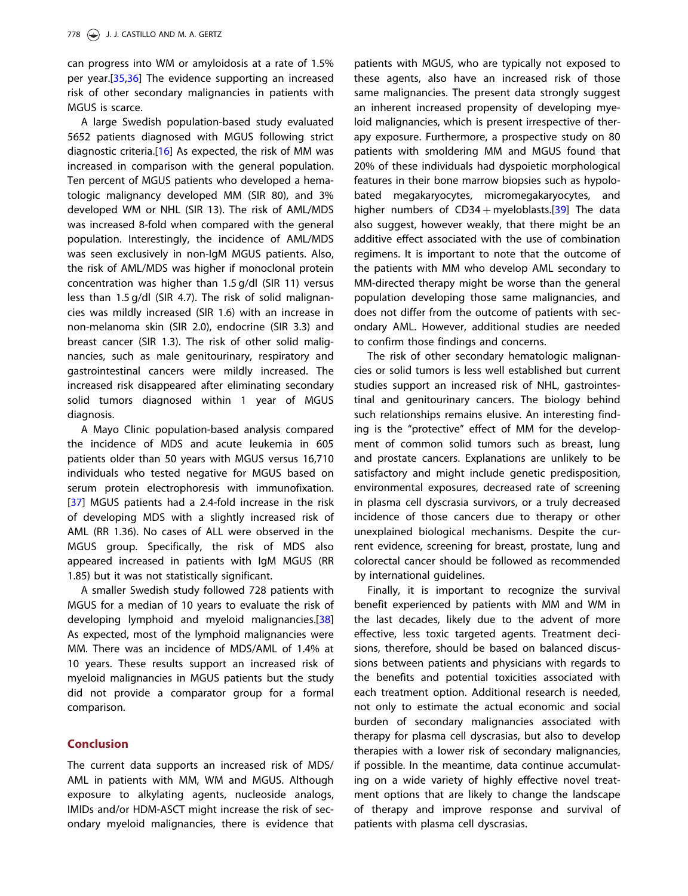can progress into WM or amyloidosis at a rate of 1.5% per year.[35,36] The evidence supporting an increased risk of other secondary malignancies in patients with MGUS is scarce.

A large Swedish population-based study evaluated 5652 patients diagnosed with MGUS following strict diagnostic criteria.[16] As expected, the risk of MM was increased in comparison with the general population. Ten percent of MGUS patients who developed a hematologic malignancy developed MM (SIR 80), and 3% developed WM or NHL (SIR 13). The risk of AML/MDS was increased 8-fold when compared with the general population. Interestingly, the incidence of AML/MDS was seen exclusively in non-IgM MGUS patients. Also, the risk of AML/MDS was higher if monoclonal protein concentration was higher than 1.5 g/dl (SIR 11) versus less than 1.5 g/dl (SIR 4.7). The risk of solid malignancies was mildly increased (SIR 1.6) with an increase in non-melanoma skin (SIR 2.0), endocrine (SIR 3.3) and breast cancer (SIR 1.3). The risk of other solid malignancies, such as male genitourinary, respiratory and gastrointestinal cancers were mildly increased. The increased risk disappeared after eliminating secondary solid tumors diagnosed within 1 year of MGUS diagnosis.

A Mayo Clinic population-based analysis compared the incidence of MDS and acute leukemia in 605 patients older than 50 years with MGUS versus 16,710 individuals who tested negative for MGUS based on serum protein electrophoresis with immunofixation.[37] MGUS patients had a 2.4-fold increase in the risk of developing MDS with a slightly increased risk of AML (RR 1.36). No cases of ALL were observed in the MGUS group. Specifically, the risk of MDS also appeared increased in patients with IgM MGUS (RR 1.85) but it was not statistically significant.

A smaller Swedish study followed 728 patients with MGUS for a median of 10 years to evaluate the risk of developing lymphoid and myeloid malignancies.[38] As expected, most of the lymphoid malignancies were MM. There was an incidence of MDS/AML of 1.4% at 10 years. These results support an increased risk of myeloid malignancies in MGUS patients but the study did not provide a comparator group for a formal comparison.

## Conclusion

The current data supports an increased risk of MDS/AML in patients with MM, WM and MGUS. Although exposure to alkylating agents, nucleoside analogs, IMIDs and/or HDM-ASCT might increase the risk of secondary myeloid malignancies, there is evidence that patients with MGUS, who are typically not exposed to these agents, also have an increased risk of those same malignancies. The present data strongly suggest an inherent increased propensity of developing myeloid malignancies, which is present irrespective of therapy exposure. Furthermore, a prospective study on 80 patients with smoldering MM and MGUS found that 20% of these individuals had dyspoietic morphological features in their bone marrow biopsies such as hypolobated megakaryocytes, micromegakaryocytes, and higher numbers of CD34 + myeloblasts.[39] The data also suggest, however weakly, that there might be an additive effect associated with the use of combination regimens. It is important to note that the outcome of the patients with MM who develop AML secondary to MM-directed therapy might be worse than the general population developing those same malignancies, and does not differ from the outcome of patients with secondary AML. However, additional studies are needed to confirm those findings and concerns.

The risk of other secondary hematologic malignancies or solid tumors is less well established but current studies support an increased risk of NHL, gastrointestinal and genitourinary cancers. The biology behind such relationships remains elusive. An interesting finding is the "protective" effect of MM for the development of common solid tumors such as breast, lung and prostate cancers. Explanations are unlikely to be satisfactory and might include genetic predisposition, environmental exposures, decreased rate of screening in plasma cell dyscrasia survivors, or a truly decreased incidence of those cancers due to therapy or other unexplained biological mechanisms. Despite the current evidence, screening for breast, prostate, lung and colorectal cancer should be followed as recommended by international guidelines.

Finally, it is important to recognize the survival benefit experienced by patients with MM and WM in the last decades, likely due to the advent of more effective, less toxic targeted agents. Treatment decisions, therefore, should be based on balanced discussions between patients and physicians with regards to the benefits and potential toxicities associated with each treatment option. Additional research is needed, not only to estimate the actual economic and social burden of secondary malignancies associated with therapy for plasma cell dyscrasias, but also to develop therapies with a lower risk of secondary malignancies, if possible. In the meantime, data continue accumulating on a wide variety of highly effective novel treatment options that are likely to change the landscape of therapy and improve response and survival of patients with plasma cell dyscrasias.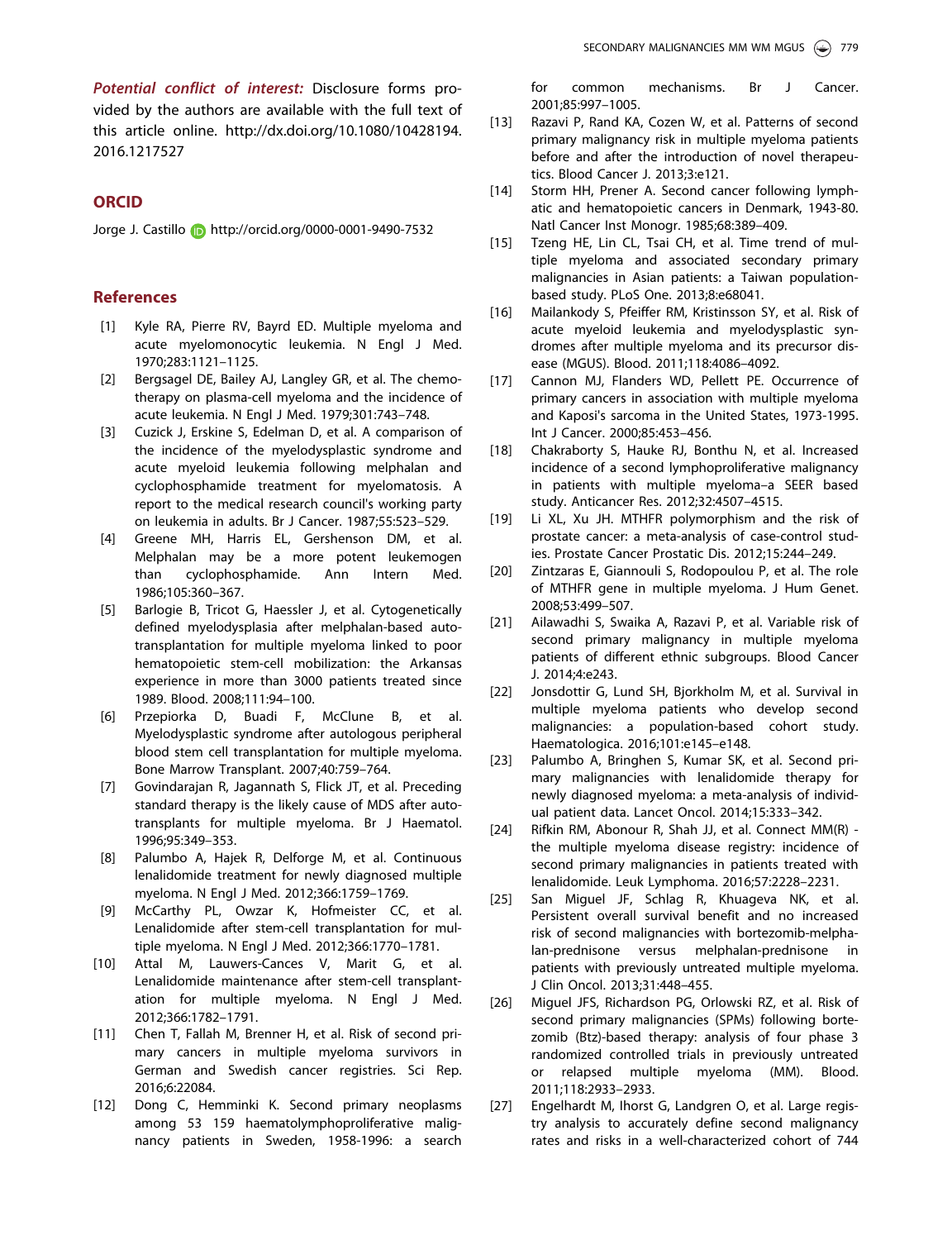***Potential conflict of interest:*** Disclosure forms provided by the authors are available with the full text of this article online. http://dx.doi.org/10.1080/10428194.2016.1217527

## ORCID

Jorge J. Castillo http://orcid.org/0000-0001-9490-7532

## References

[1] Kyle RA, Pierre RV, Bayrd ED. Multiple myeloma and acute myelomonocytic leukemia. N Engl J Med. 1970;283:1121–1125.

[2] Bergsagel DE, Bailey AJ, Langley GR, et al. The chemotherapy on plasma-cell myeloma and the incidence of acute leukemia. N Engl J Med. 1979;301:743–748.

[3] Cuzick J, Erskine S, Edelman D, et al. A comparison of the incidence of the myelodysplastic syndrome and acute myeloid leukemia following melphalan and cyclophosphamide treatment for myelomatosis. A report to the medical research council's working party on leukemia in adults. Br J Cancer. 1987;55:523–529.

[4] Greene MH, Harris EL, Gershenson DM, et al. Melphalan may be a more potent leukemogen than cyclophosphamide. Ann Intern Med. 1986;105:360–367.

[5] Barlogie B, Tricot G, Haessler J, et al. Cytogenetically defined myelodysplasia after melphalan-based autotransplantation for multiple myeloma linked to poor hematopoietic stem-cell mobilization: the Arkansas experience in more than 3000 patients treated since 1989. Blood. 2008;111:94–100.

[6] Przepiorka D, Buadi F, McClune B, et al. Myelodysplastic syndrome after autologous peripheral blood stem cell transplantation for multiple myeloma. Bone Marrow Transplant. 2007;40:759–764.

[7] Govindarajan R, Jagannath S, Flick JT, et al. Preceding standard therapy is the likely cause of MDS after autotransplants for multiple myeloma. Br J Haematol. 1996;95:349–353.

[8] Palumbo A, Hajek R, Delforge M, et al. Continuous lenalidomide treatment for newly diagnosed multiple myeloma. N Engl J Med. 2012;366:1759–1769.

[9] McCarthy PL, Owzar K, Hofmeister CC, et al. Lenalidomide after stem-cell transplantation for multiple myeloma. N Engl J Med. 2012;366:1770–1781.

[10] Attal M, Lauwers-Cances V, Marit G, et al. Lenalidomide maintenance after stem-cell transplantation for multiple myeloma. N Engl J Med. 2012;366:1782–1791.

[11] Chen T, Fallah M, Brenner H, et al. Risk of second primary cancers in multiple myeloma survivors in German and Swedish cancer registries. Sci Rep. 2016;6:22084.

[12] Dong C, Hemminki K. Second primary neoplasms among 53 159 haematolymphoproliferative malignancy patients in Sweden, 1958-1996: a search for common mechanisms. Br J Cancer. 2001;85:997–1005.

[13] Razavi P, Rand KA, Cozen W, et al. Patterns of second primary malignancy risk in multiple myeloma patients before and after the introduction of novel therapeutics. Blood Cancer J. 2013;3:e121.

[14] Storm HH, Prener A. Second cancer following lymphatic and hematopoietic cancers in Denmark, 1943-80. Natl Cancer Inst Monogr. 1985;68:389–409.

[15] Tzeng HE, Lin CL, Tsai CH, et al. Time trend of multiple myeloma and associated secondary primary malignancies in Asian patients: a Taiwan population-based study. PLoS One. 2013;8:e68041.

[16] Mailankody S, Pfeiffer RM, Kristinsson SY, et al. Risk of acute myeloid leukemia and myelodysplastic syndromes after multiple myeloma and its precursor disease (MGUS). Blood. 2011;118:4086–4092.

[17] Cannon MJ, Flanders WD, Pellett PE. Occurrence of primary cancers in association with multiple myeloma and Kaposi's sarcoma in the United States, 1973-1995. Int J Cancer. 2000;85:453–456.

[18] Chakraborty S, Hauke RJ, Bonthu N, et al. Increased incidence of a second lymphoproliferative malignancy in patients with multiple myeloma–a SEER based study. Anticancer Res. 2012;32:4507–4515.

[19] Li XL, Xu JH. MTHFR polymorphism and the risk of prostate cancer: a meta-analysis of case-control studies. Prostate Cancer Prostatic Dis. 2012;15:244–249.

[20] Zintzaras E, Giannouli S, Rodopoulou P, et al. The role of MTHFR gene in multiple myeloma. J Hum Genet. 2008;53:499–507.

[21] Ailawadhi S, Swaika A, Razavi P, et al. Variable risk of second primary malignancy in multiple myeloma patients of different ethnic subgroups. Blood Cancer J. 2014;4:e243.

[22] Jonsdottir G, Lund SH, Bjorkholm M, et al. Survival in multiple myeloma patients who develop second malignancies: a population-based cohort study. Haematologica. 2016;101:e145–e148.

[23] Palumbo A, Bringhen S, Kumar SK, et al. Second primary malignancies with lenalidomide therapy for newly diagnosed myeloma: a meta-analysis of individual patient data. Lancet Oncol. 2014;15:333–342.

[24] Rifkin RM, Abonour R, Shah JJ, et al. Connect MM(R) - the multiple myeloma disease registry: incidence of second primary malignancies in patients treated with lenalidomide. Leuk Lymphoma. 2016;57:2228–2231.

[25] San Miguel JF, Schlag R, Khuageva NK, et al. Persistent overall survival benefit and no increased risk of second malignancies with bortezomib-melphalan-prednisone versus melphalan-prednisone in patients with previously untreated multiple myeloma. J Clin Oncol. 2013;31:448–455.

[26] Miguel JFS, Richardson PG, Orlowski RZ, et al. Risk of second primary malignancies (SPMs) following bortezomib (Btz)-based therapy: analysis of four phase 3 randomized controlled trials in previously untreated or relapsed multiple myeloma (MM). Blood. 2011;118:2933–2933.

[27] Engelhardt M, Ihorst G, Landgren O, et al. Large registry analysis to accurately define second malignancy rates and risks in a well-characterized cohort of 744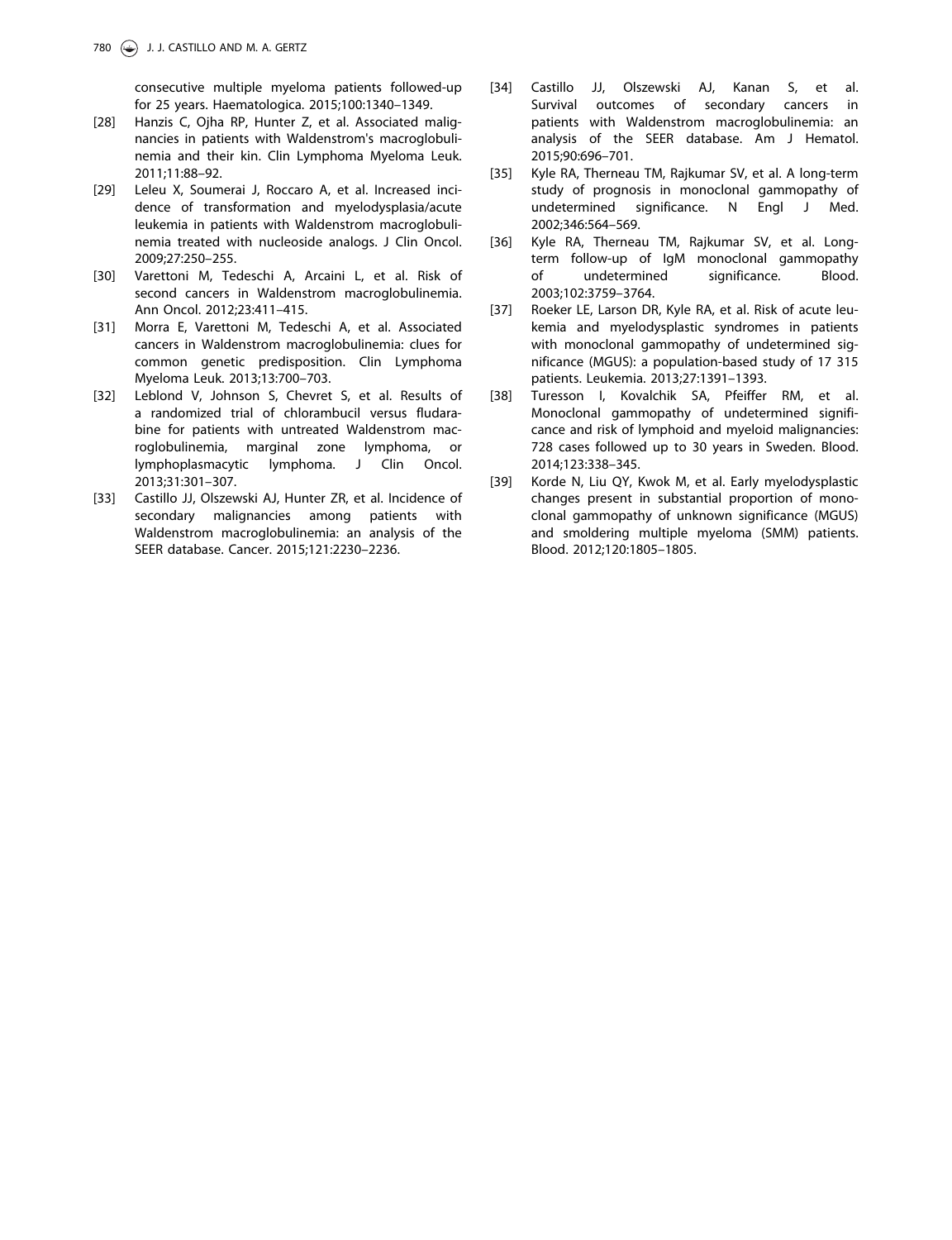consecutive multiple myeloma patients followed-up for 25 years. Haematologica. 2015;100:1340–1349.

[28] Hanzis C, Ojha RP, Hunter Z, et al. Associated malignancies in patients with Waldenstrom's macroglobulinemia and their kin. Clin Lymphoma Myeloma Leuk. 2011;11:88–92.

[29] Leleu X, Soumerai J, Roccaro A, et al. Increased incidence of transformation and myelodysplasia/acute leukemia in patients with Waldenstrom macroglobulinemia treated with nucleoside analogs. J Clin Oncol. 2009;27:250–255.

[30] Varettoni M, Tedeschi A, Arcaini L, et al. Risk of second cancers in Waldenstrom macroglobulinemia. Ann Oncol. 2012;23:411–415.

[31] Morra E, Varettoni M, Tedeschi A, et al. Associated cancers in Waldenstrom macroglobulinemia: clues for common genetic predisposition. Clin Lymphoma Myeloma Leuk. 2013;13:700–703.

[32] Leblond V, Johnson S, Chevret S, et al. Results of a randomized trial of chlorambucil versus fludarabine for patients with untreated Waldenstrom macroglobulinemia, marginal zone lymphoma, or lymphoplasmacytic lymphoma. J Clin Oncol. 2013;31:301–307.

[33] Castillo JJ, Olszewski AJ, Hunter ZR, et al. Incidence of secondary malignancies among patients with Waldenstrom macroglobulinemia: an analysis of the SEER database. Cancer. 2015;121:2230–2236.

[34] Castillo JJ, Olszewski AJ, Kanan S, et al. Survival outcomes of secondary cancers in patients with Waldenstrom macroglobulinemia: an analysis of the SEER database. Am J Hematol. 2015;90:696–701.

[35] Kyle RA, Therneau TM, Rajkumar SV, et al. A long-term study of prognosis in monoclonal gammopathy of undetermined significance. N Engl J Med. 2002;346:564–569.

[36] Kyle RA, Therneau TM, Rajkumar SV, et al. Long-term follow-up of IgM monoclonal gammopathy of undetermined significance. Blood. 2003;102:3759–3764.

[37] Roeker LE, Larson DR, Kyle RA, et al. Risk of acute leukemia and myelodysplastic syndromes in patients with monoclonal gammopathy of undetermined significance (MGUS): a population-based study of 17 315 patients. Leukemia. 2013;27:1391–1393.

[38] Turesson I, Kovalchik SA, Pfeiffer RM, et al. Monoclonal gammopathy of undetermined significance and risk of lymphoid and myeloid malignancies: 728 cases followed up to 30 years in Sweden. Blood. 2014;123:338–345.

[39] Korde N, Liu QY, Kwok M, et al. Early myelodysplastic changes present in substantial proportion of monoclonal gammopathy of unknown significance (MGUS) and smoldering multiple myeloma (SMM) patients. Blood. 2012;120:1805–1805.